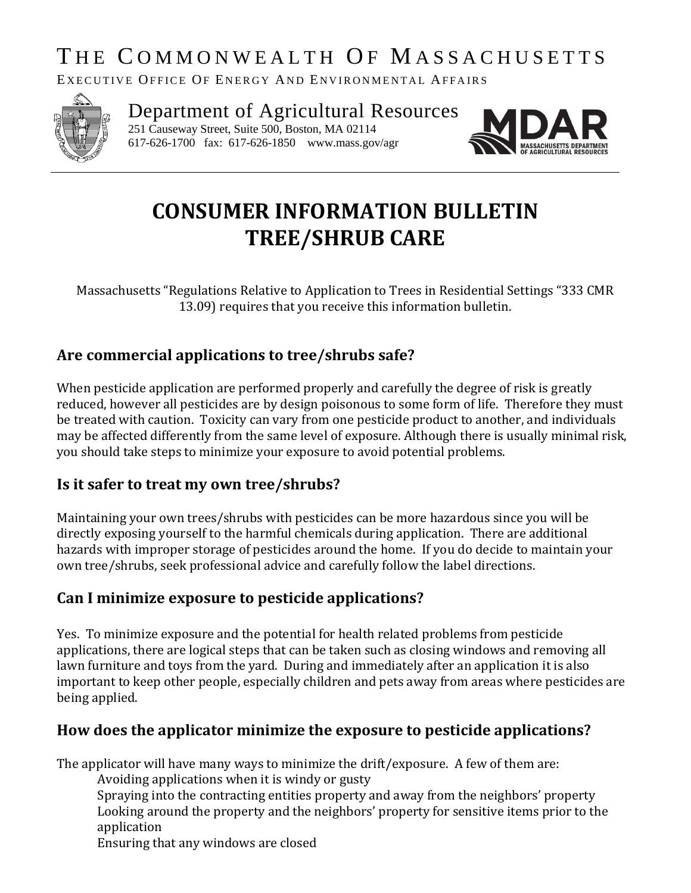# THE COMMONWEALTH OF MASSACHUSETTS

EXECUTIVE OFFICE OF ENERGY AND ENVIRONMENTAL AFFAIRS

Department of Agricultural Resources

251 Causeway Street, Suite 500, Boston, MA 02114
617-626-1700 fax: 617-626-1850 www.mass.gov/agr

MDAR
MASSACHUSETTS DEPARTMENT OF AGRICULTURAL RESOURCES

# CONSUMER INFORMATION BULLETIN
# TREE/SHRUB CARE

Massachusetts "Regulations Relative to Application to Trees in Residential Settings "333 CMR 13.09) requires that you receive this information bulletin.

## Are commercial applications to tree/shrubs safe?

When pesticide application are performed properly and carefully the degree of risk is greatly reduced, however all pesticides are by design poisonous to some form of life. Therefore they must be treated with caution. Toxicity can vary from one pesticide product to another, and individuals may be affected differently from the same level of exposure. Although there is usually minimal risk, you should take steps to minimize your exposure to avoid potential problems.

## Is it safer to treat my own tree/shrubs?

Maintaining your own trees/shrubs with pesticides can be more hazardous since you will be directly exposing yourself to the harmful chemicals during application. There are additional hazards with improper storage of pesticides around the home. If you do decide to maintain your own tree/shrubs, seek professional advice and carefully follow the label directions.

## Can I minimize exposure to pesticide applications?

Yes. To minimize exposure and the potential for health related problems from pesticide applications, there are logical steps that can be taken such as closing windows and removing all lawn furniture and toys from the yard. During and immediately after an application it is also important to keep other people, especially children and pets away from areas where pesticides are being applied.

## How does the applicator minimize the exposure to pesticide applications?

The applicator will have many ways to minimize the drift/exposure. A few of them are:

- Avoiding applications when it is windy or gusty
- Spraying into the contracting entities property and away from the neighbors' property
- Looking around the property and the neighbors' property for sensitive items prior to the application
- Ensuring that any windows are closed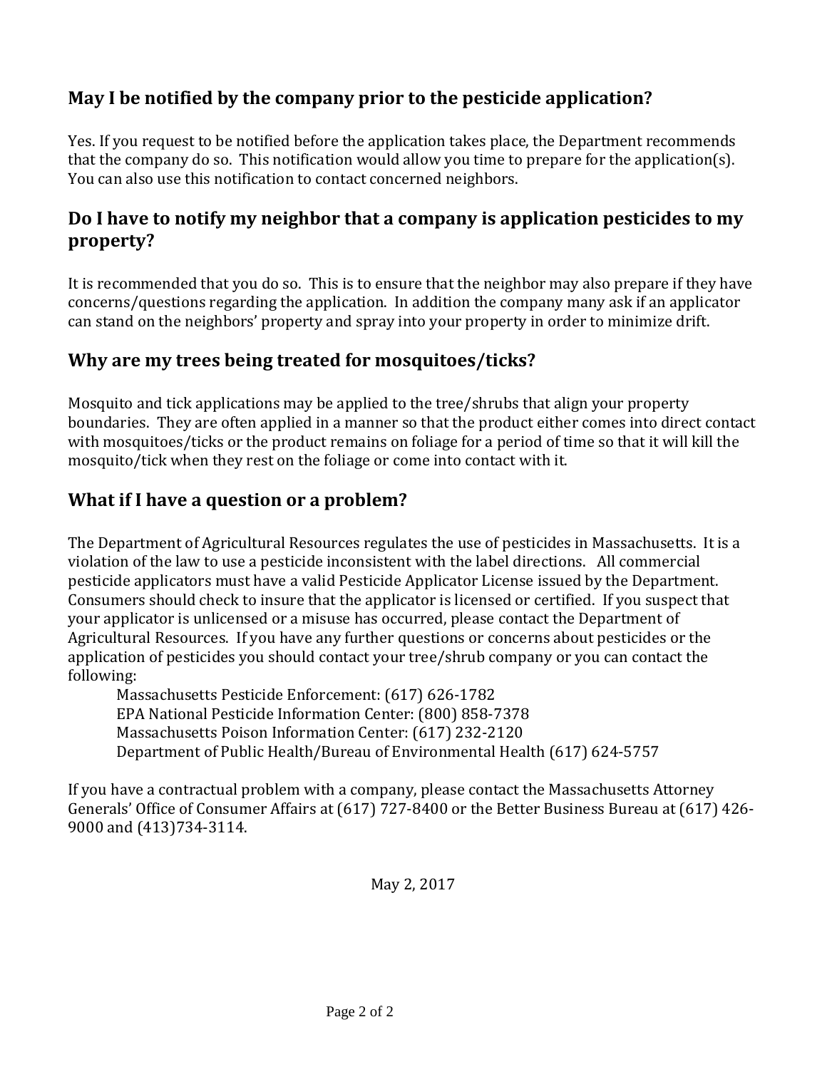## May I be notified by the company prior to the pesticide application?

Yes. If you request to be notified before the application takes place, the Department recommends that the company do so. This notification would allow you time to prepare for the application(s). You can also use this notification to contact concerned neighbors.

## Do I have to notify my neighbor that a company is application pesticides to my property?

It is recommended that you do so. This is to ensure that the neighbor may also prepare if they have concerns/questions regarding the application. In addition the company many ask if an applicator can stand on the neighbors' property and spray into your property in order to minimize drift.

## Why are my trees being treated for mosquitoes/ticks?

Mosquito and tick applications may be applied to the tree/shrubs that align your property boundaries. They are often applied in a manner so that the product either comes into direct contact with mosquitoes/ticks or the product remains on foliage for a period of time so that it will kill the mosquito/tick when they rest on the foliage or come into contact with it.

## What if I have a question or a problem?

The Department of Agricultural Resources regulates the use of pesticides in Massachusetts. It is a violation of the law to use a pesticide inconsistent with the label directions. All commercial pesticide applicators must have a valid Pesticide Applicator License issued by the Department. Consumers should check to insure that the applicator is licensed or certified. If you suspect that your applicator is unlicensed or a misuse has occurred, please contact the Department of Agricultural Resources. If you have any further questions or concerns about pesticides or the application of pesticides you should contact your tree/shrub company or you can contact the following:

Massachusetts Pesticide Enforcement: (617) 626-1782
EPA National Pesticide Information Center: (800) 858-7378
Massachusetts Poison Information Center: (617) 232-2120
Department of Public Health/Bureau of Environmental Health (617) 624-5757

If you have a contractual problem with a company, please contact the Massachusetts Attorney Generals' Office of Consumer Affairs at (617) 727-8400 or the Better Business Bureau at (617) 426-9000 and (413)734-3114.

May 2, 2017